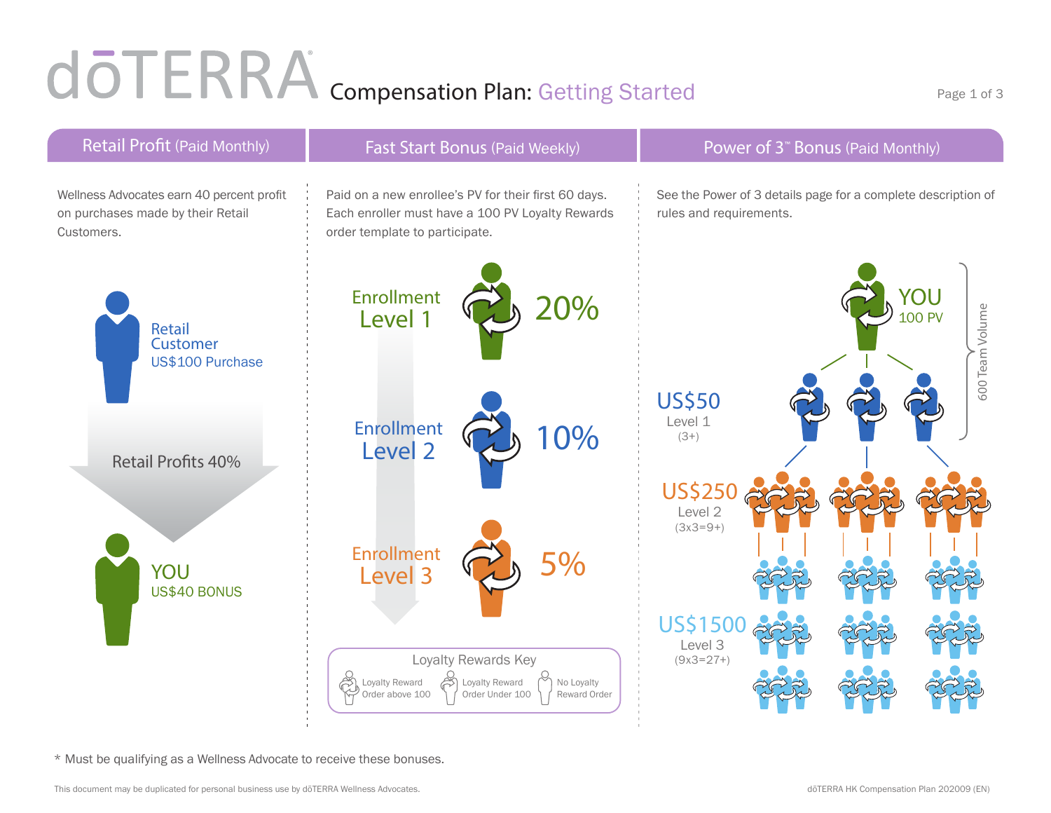# dōTERRA Compensation Plan: Getting Started

## Retail Profit (Paid Monthly)

Wellness Advocates earn 40 percent profit on purchases made by their Retail Customers.

Retail Customer
US$100 Purchase

Retail Profits 40%

YOU
US$40 BONUS

## Fast Start Bonus (Paid Weekly)

Paid on a new enrollee's PV for their first 60 days. Each enroller must have a 100 PV Loyalty Rewards order template to participate.

Enrollment Level 1 — 20%

Enrollment Level 2 — 10%

Enrollment Level 3 — 5%

Loyalty Rewards Key

- Loyalty Reward Order above 100
- Loyalty Reward Order Under 100
- No Loyalty Reward Order

## Power of 3™ Bonus (Paid Monthly)

See the Power of 3 details page for a complete description of rules and requirements.

YOU
100 PV

600 Team Volume

US$50
Level 1
(3+)

US$250
Level 2
(3x3=9+)

US$1500
Level 3
(9x3=27+)

\* Must be qualifying as a Wellness Advocate to receive these bonuses.

This document may be duplicated for personal business use by dōTERRA Wellness Advocates.

dōTERRA HK Compensation Plan 202009 (EN)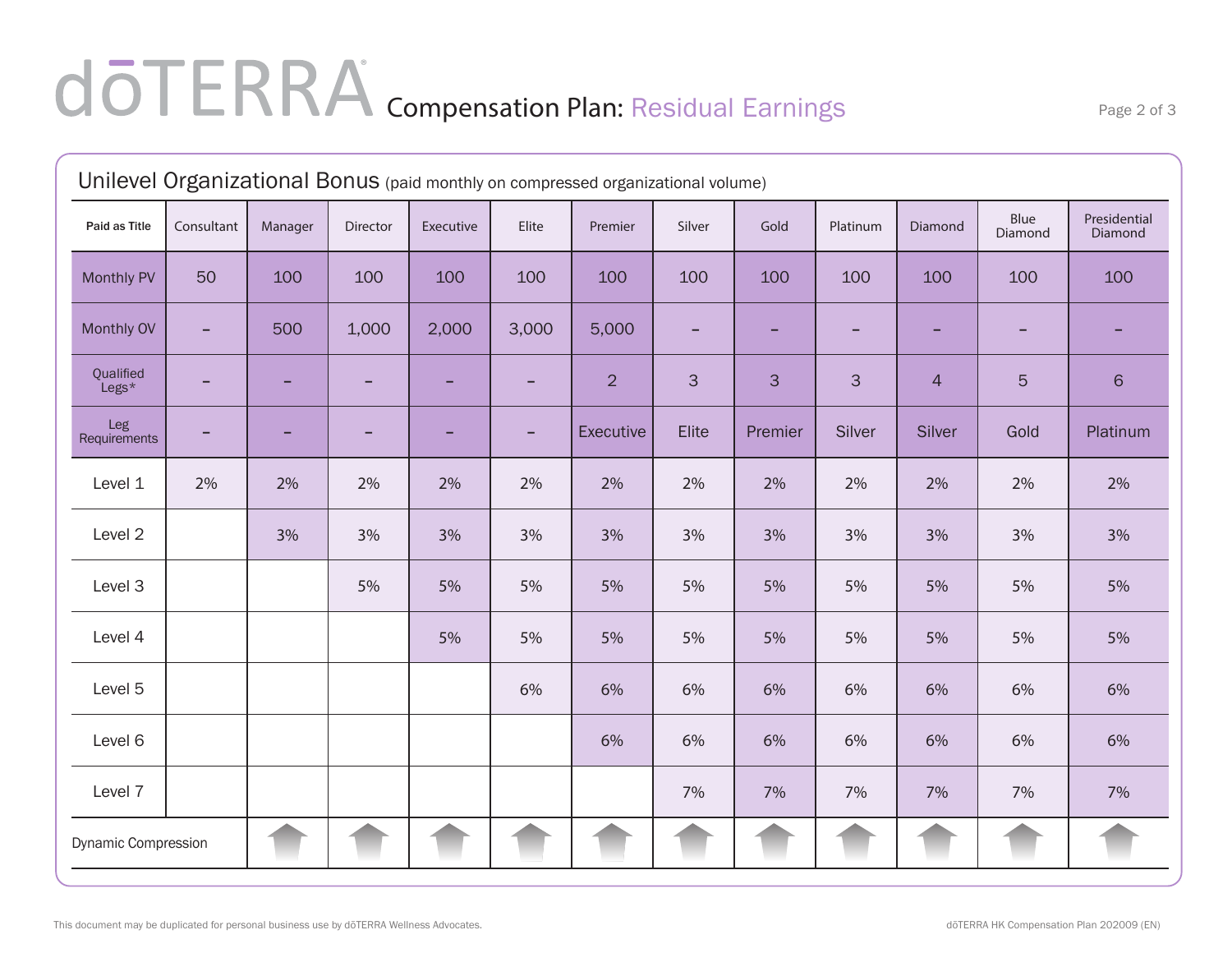# dōTERRA Compensation Plan: Residual Earnings

## Unilevel Organizational Bonus (paid monthly on compressed organizational volume)

| Paid as Title | Consultant | Manager | Director | Executive | Elite | Premier | Silver | Gold | Platinum | Diamond | Blue Diamond | Presidential Diamond |
|---|---|---|---|---|---|---|---|---|---|---|---|---|
| Monthly PV | 50 | 100 | 100 | 100 | 100 | 100 | 100 | 100 | 100 | 100 | 100 | 100 |
| Monthly OV | – | 500 | 1,000 | 2,000 | 3,000 | 5,000 | – | – | – | – | – | – |
| Qualified Legs* | – | – | – | – | – | 2 | 3 | 3 | 3 | 4 | 5 | 6 |
| Leg Requirements | – | – | – | – | – | Executive | Elite | Premier | Silver | Silver | Gold | Platinum |
| Level 1 | 2% | 2% | 2% | 2% | 2% | 2% | 2% | 2% | 2% | 2% | 2% | 2% |
| Level 2 | | 3% | 3% | 3% | 3% | 3% | 3% | 3% | 3% | 3% | 3% | 3% |
| Level 3 | | | 5% | 5% | 5% | 5% | 5% | 5% | 5% | 5% | 5% | 5% |
| Level 4 | | | | 5% | 5% | 5% | 5% | 5% | 5% | 5% | 5% | 5% |
| Level 5 | | | | | 6% | 6% | 6% | 6% | 6% | 6% | 6% | 6% |
| Level 6 | | | | | | 6% | 6% | 6% | 6% | 6% | 6% | 6% |
| Level 7 | | | | | | | 7% | 7% | 7% | 7% | 7% | 7% |
| Dynamic Compression | | ↑ | ↑ | ↑ | ↑ | ↑ | ↑ | ↑ | ↑ | ↑ | ↑ | ↑ |

This document may be duplicated for personal business use by dōTERRA Wellness Advocates.

dōTERRA HK Compensation Plan 202009 (EN)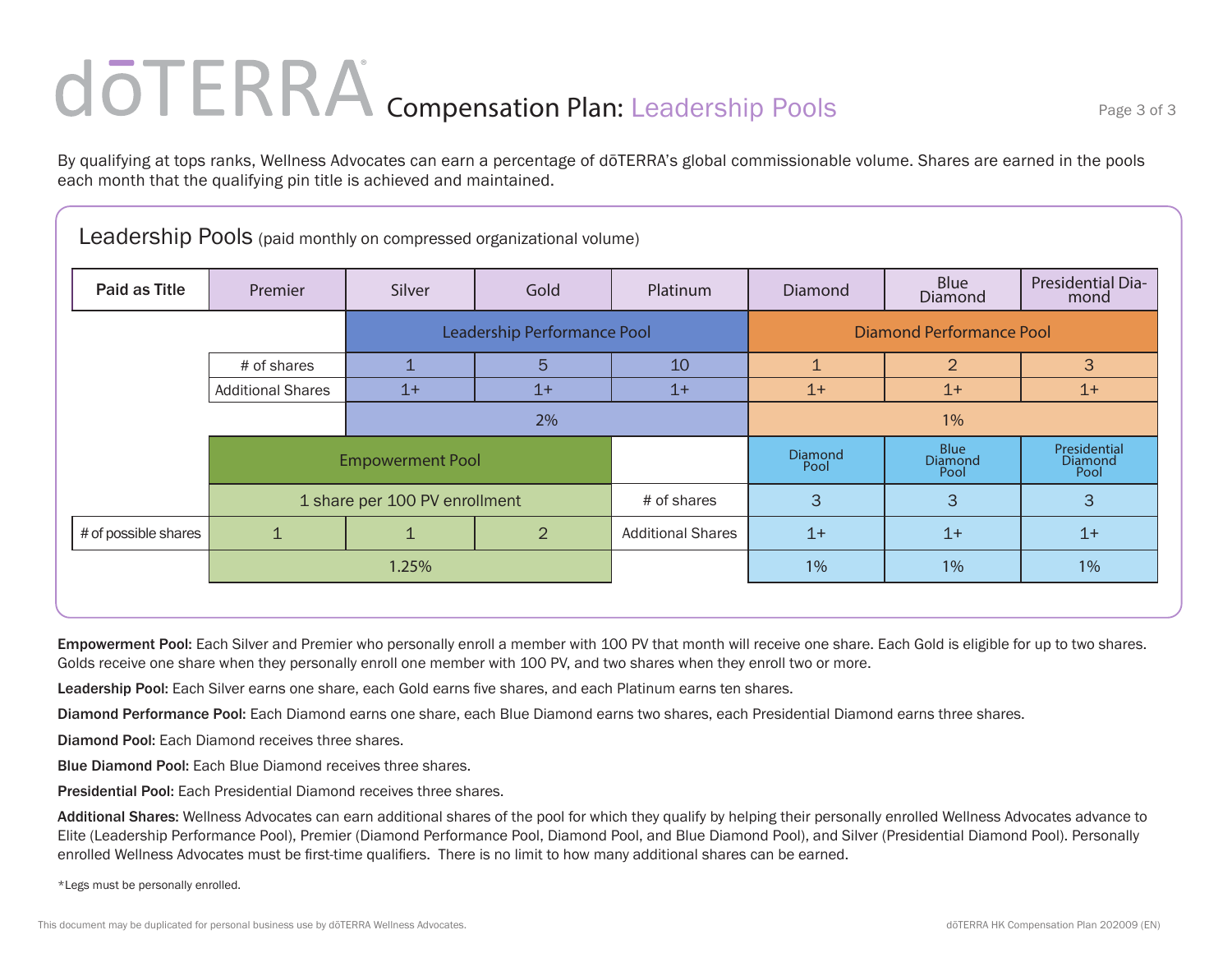# dōTERRA Compensation Plan: Leadership Pools

By qualifying at tops ranks, Wellness Advocates can earn a percentage of dōTERRA's global commissionable volume. Shares are earned in the pools each month that the qualifying pin title is achieved and maintained.

## Leadership Pools (paid monthly on compressed organizational volume)

| Paid as Title | Premier | Silver | Gold | Platinum | Diamond | Blue Diamond | Presidential Diamond |
|---|---|---|---|---|---|---|---|
| | | Leadership Performance Pool | | | Diamond Performance Pool | | |
| | # of shares | 1 | 5 | 10 | 1 | 2 | 3 |
| | Additional Shares | 1+ | 1+ | 1+ | 1+ | 1+ | 1+ |
| | | 2% | | | 1% | | |
| | Empowerment Pool | | | | Diamond Pool | Blue Diamond Pool | Presidential Diamond Pool |
| | 1 share per 100 PV enrollment | | | # of shares | 3 | 3 | 3 |
| # of possible shares | 1 | 1 | 2 | Additional Shares | 1+ | 1+ | 1+ |
| | 1.25% | | | | 1% | 1% | 1% |

**Empowerment Pool:** Each Silver and Premier who personally enroll a member with 100 PV that month will receive one share. Each Gold is eligible for up to two shares. Golds receive one share when they personally enroll one member with 100 PV, and two shares when they enroll two or more.

**Leadership Pool:** Each Silver earns one share, each Gold earns five shares, and each Platinum earns ten shares.

**Diamond Performance Pool:** Each Diamond earns one share, each Blue Diamond earns two shares, each Presidential Diamond earns three shares.

**Diamond Pool:** Each Diamond receives three shares.

**Blue Diamond Pool:** Each Blue Diamond receives three shares.

**Presidential Pool:** Each Presidential Diamond receives three shares.

**Additional Shares:** Wellness Advocates can earn additional shares of the pool for which they qualify by helping their personally enrolled Wellness Advocates advance to Elite (Leadership Performance Pool), Premier (Diamond Performance Pool, Diamond Pool, and Blue Diamond Pool), and Silver (Presidential Diamond Pool). Personally enrolled Wellness Advocates must be first-time qualifiers. There is no limit to how many additional shares can be earned.

*Legs must be personally enrolled.

This document may be duplicated for personal business use by dōTERRA Wellness Advocates.

dōTERRA HK Compensation Plan 202009 (EN)